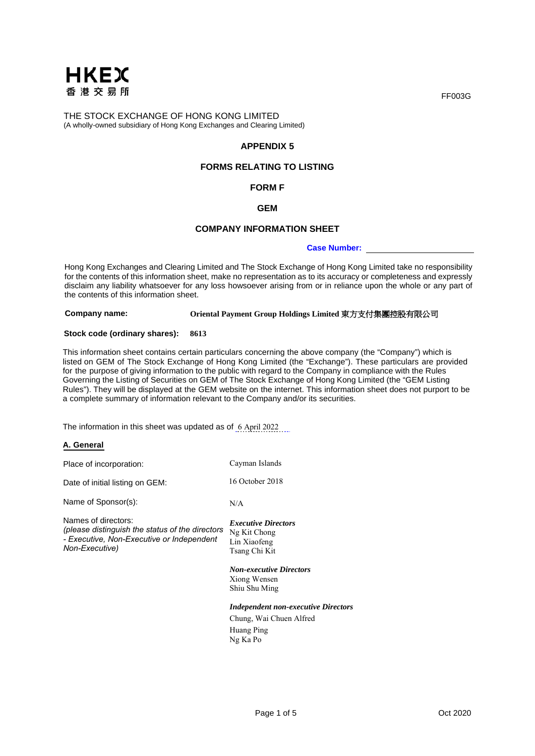HKEX
香港交易所

FF003G

THE STOCK EXCHANGE OF HONG KONG LIMITED
(A wholly-owned subsidiary of Hong Kong Exchanges and Clearing Limited)

# APPENDIX 5

## FORMS RELATING TO LISTING

## FORM F

## GEM

## COMPANY INFORMATION SHEET

**Case Number:** \_\_\_\_\_\_\_\_\_\_\_\_\_\_\_\_\_\_\_\_

Hong Kong Exchanges and Clearing Limited and The Stock Exchange of Hong Kong Limited take no responsibility for the contents of this information sheet, make no representation as to its accuracy or completeness and expressly disclaim any liability whatsoever for any loss howsoever arising from or in reliance upon the whole or any part of the contents of this information sheet.

**Company name:** **Oriental Payment Group Holdings Limited 東方支付集團控股有限公司**

**Stock code (ordinary shares):** **8613**

This information sheet contains certain particulars concerning the above company (the "Company") which is listed on GEM of The Stock Exchange of Hong Kong Limited (the "Exchange"). These particulars are provided for the purpose of giving information to the public with regard to the Company in compliance with the Rules Governing the Listing of Securities on GEM of The Stock Exchange of Hong Kong Limited (the "GEM Listing Rules"). They will be displayed at the GEM website on the internet. This information sheet does not purport to be a complete summary of information relevant to the Company and/or its securities.

The information in this sheet was updated as of 6 April 2022

### A. General

Place of incorporation: Cayman Islands

Date of initial listing on GEM: 16 October 2018

Name of Sponsor(s): N/A

Names of directors:
*(please distinguish the status of the directors - Executive, Non-Executive or Independent Non-Executive)*

***Executive Directors***
Ng Kit Chong
Lin Xiaofeng
Tsang Chi Kit

***Non-executive Directors***
Xiong Wensen
Shiu Shu Ming

***Independent non-executive Directors***
Chung, Wai Chuen Alfred
Huang Ping
Ng Ka Po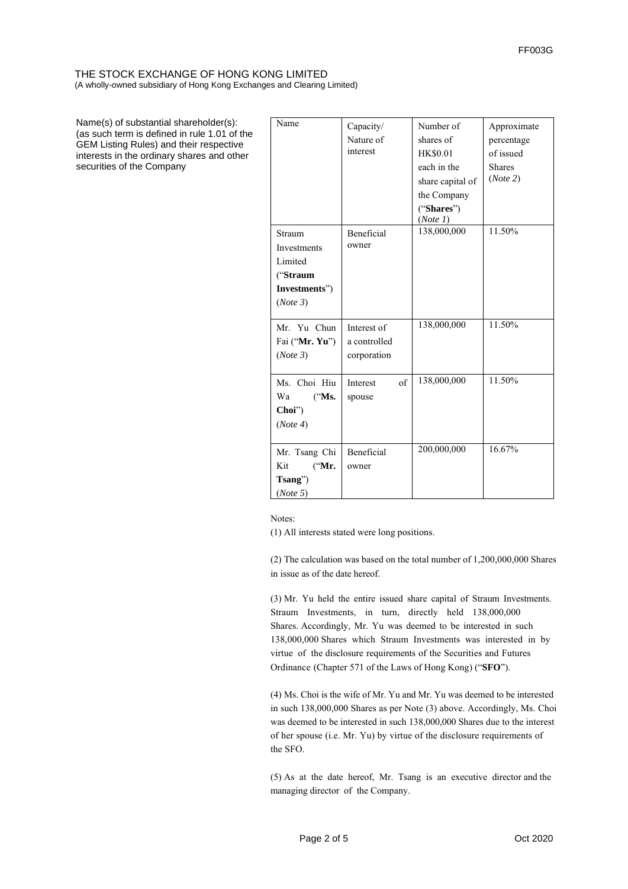THE STOCK EXCHANGE OF HONG KONG LIMITED
(A wholly-owned subsidiary of Hong Kong Exchanges and Clearing Limited)

Name(s) of substantial shareholder(s): (as such term is defined in rule 1.01 of the GEM Listing Rules) and their respective interests in the ordinary shares and other securities of the Company

| Name | Capacity/ Nature of interest | Number of shares of HK$0.01 each in the share capital of the Company ("**Shares**") (*Note 1*) | Approximate percentage of issued Shares (*Note 2*) |
|---|---|---|---|
| Straum Investments Limited ("**Straum Investments**") (*Note 3*) | Beneficial owner | 138,000,000 | 11.50% |
| Mr. Yu Chun Fai ("**Mr. Yu**") (*Note 3*) | Interest of a controlled corporation | 138,000,000 | 11.50% |
| Ms. Choi Hiu Wa ("**Ms. Choi**") (*Note 4*) | Interest of spouse | 138,000,000 | 11.50% |
| Mr. Tsang Chi Kit ("**Mr. Tsang**") (*Note 5*) | Beneficial owner | 200,000,000 | 16.67% |

Notes:

(1) All interests stated were long positions.

(2) The calculation was based on the total number of 1,200,000,000 Shares in issue as of the date hereof.

(3) Mr. Yu held the entire issued share capital of Straum Investments. Straum Investments, in turn, directly held 138,000,000 Shares. Accordingly, Mr. Yu was deemed to be interested in such 138,000,000 Shares which Straum Investments was interested in by virtue of the disclosure requirements of the Securities and Futures Ordinance (Chapter 571 of the Laws of Hong Kong) ("**SFO**").

(4) Ms. Choi is the wife of Mr. Yu and Mr. Yu was deemed to be interested in such 138,000,000 Shares as per Note (3) above. Accordingly, Ms. Choi was deemed to be interested in such 138,000,000 Shares due to the interest of her spouse (i.e. Mr. Yu) by virtue of the disclosure requirements of the SFO.

(5) As at the date hereof, Mr. Tsang is an executive director and the managing director of the Company.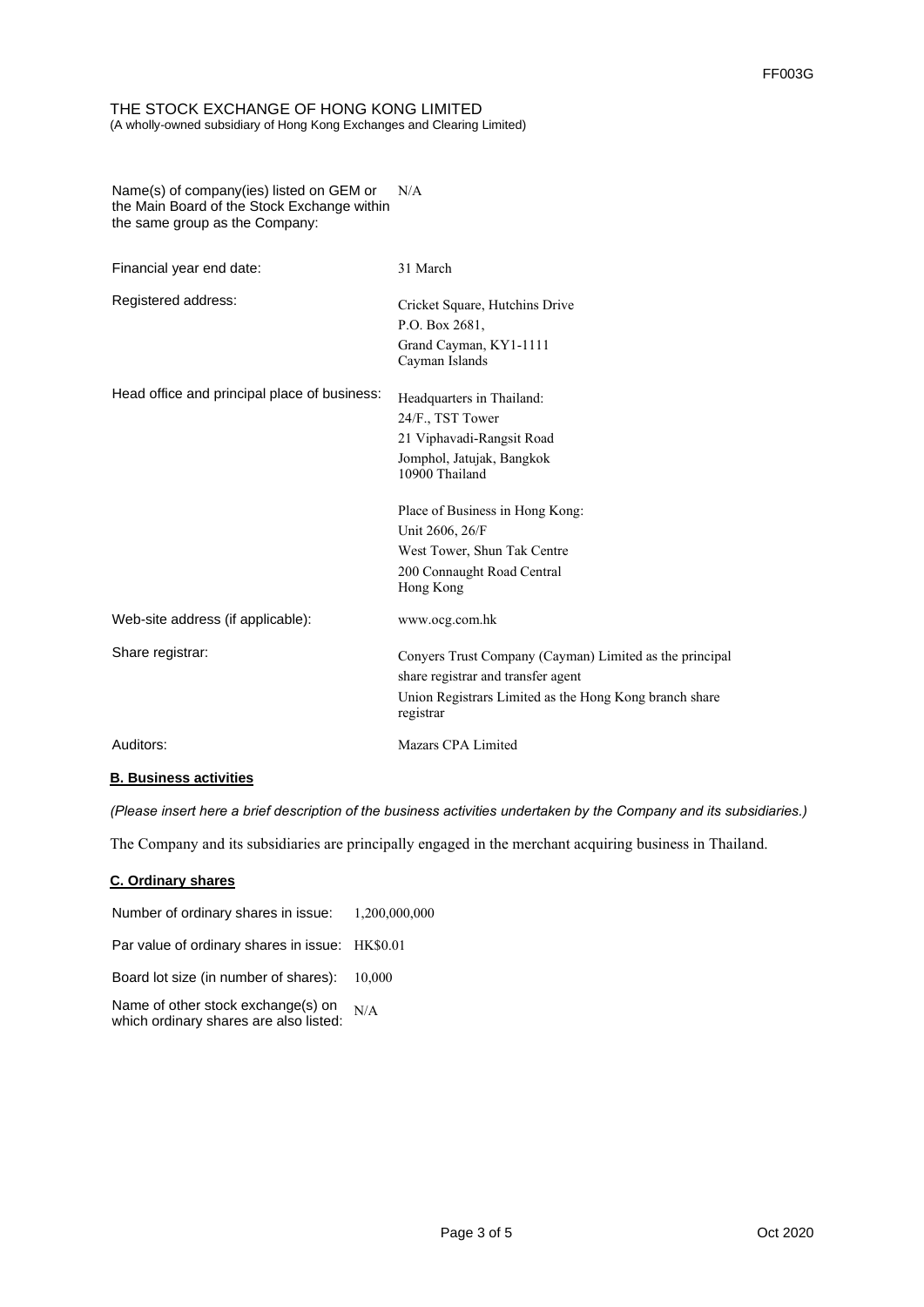THE STOCK EXCHANGE OF HONG KONG LIMITED
(A wholly-owned subsidiary of Hong Kong Exchanges and Clearing Limited)

| | |
|---|---|
| Name(s) of company(ies) listed on GEM or the Main Board of the Stock Exchange within the same group as the Company: | N/A |
| Financial year end date: | 31 March |
| Registered address: | Cricket Square, Hutchins Drive<br>P.O. Box 2681,<br>Grand Cayman, KY1-1111<br>Cayman Islands |
| Head office and principal place of business: | Headquarters in Thailand:<br>24/F., TST Tower<br>21 Viphavadi-Rangsit Road<br>Jomphol, Jatujak, Bangkok<br>10900 Thailand<br><br>Place of Business in Hong Kong:<br>Unit 2606, 26/F<br>West Tower, Shun Tak Centre<br>200 Connaught Road Central<br>Hong Kong |
| Web-site address (if applicable): | www.ocg.com.hk |
| Share registrar: | Conyers Trust Company (Cayman) Limited as the principal share registrar and transfer agent<br>Union Registrars Limited as the Hong Kong branch share registrar |
| Auditors: | Mazars CPA Limited |

**B. Business activities**

*(Please insert here a brief description of the business activities undertaken by the Company and its subsidiaries.)*

The Company and its subsidiaries are principally engaged in the merchant acquiring business in Thailand.

**C. Ordinary shares**

| | |
|---|---|
| Number of ordinary shares in issue: | 1,200,000,000 |
| Par value of ordinary shares in issue: | HK$0.01 |
| Board lot size (in number of shares): | 10,000 |
| Name of other stock exchange(s) on which ordinary shares are also listed: | N/A |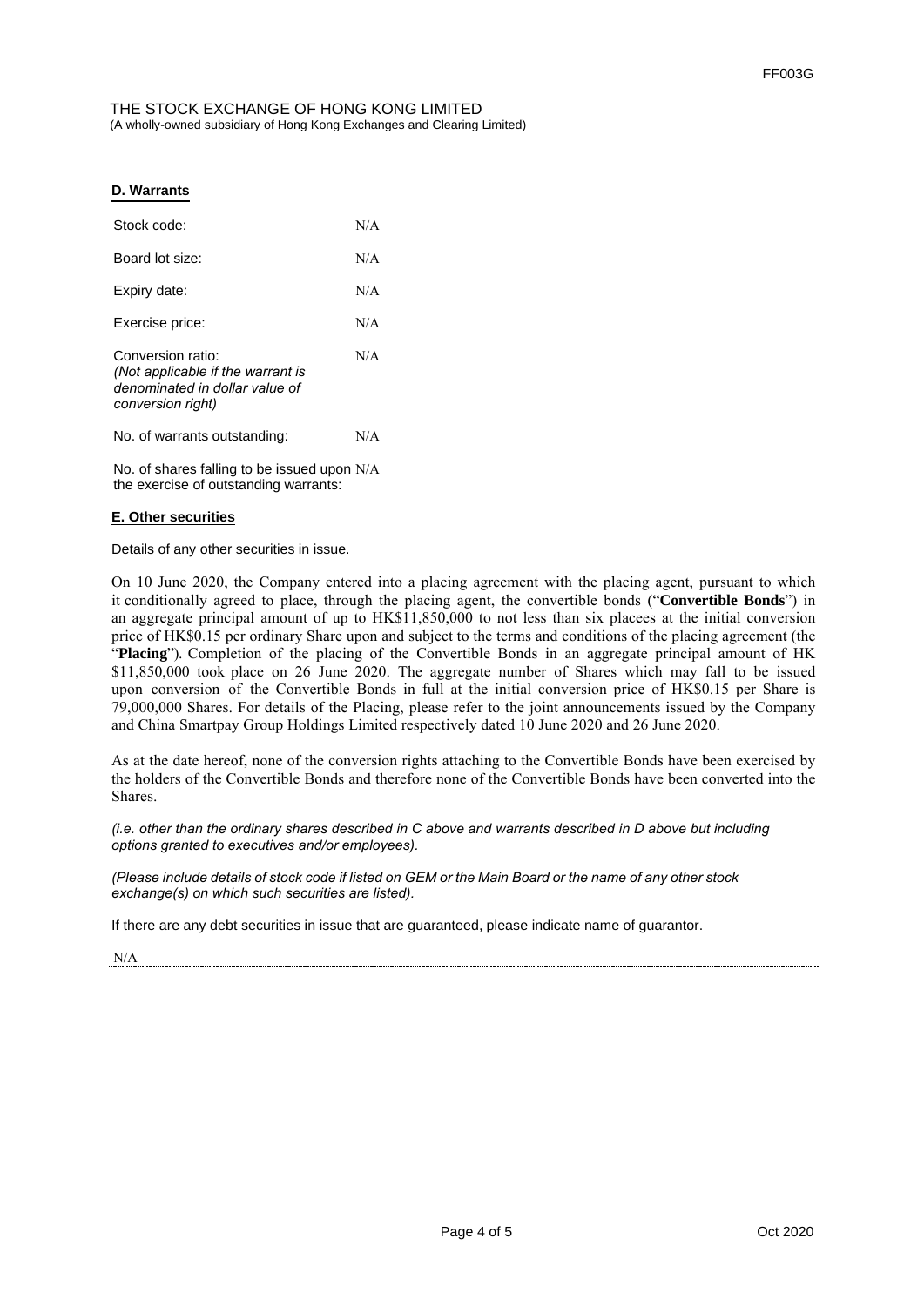THE STOCK EXCHANGE OF HONG KONG LIMITED
(A wholly-owned subsidiary of Hong Kong Exchanges and Clearing Limited)

## D. Warrants

| | |
|---|---|
| Stock code: | N/A |
| Board lot size: | N/A |
| Expiry date: | N/A |
| Exercise price: | N/A |
| Conversion ratio: *(Not applicable if the warrant is denominated in dollar value of conversion right)* | N/A |
| No. of warrants outstanding: | N/A |
| No. of shares falling to be issued upon the exercise of outstanding warrants: | N/A |

## E. Other securities

Details of any other securities in issue.

On 10 June 2020, the Company entered into a placing agreement with the placing agent, pursuant to which it conditionally agreed to place, through the placing agent, the convertible bonds ("**Convertible Bonds**") in an aggregate principal amount of up to HK$11,850,000 to not less than six placees at the initial conversion price of HK$0.15 per ordinary Share upon and subject to the terms and conditions of the placing agreement (the "**Placing**"). Completion of the placing of the Convertible Bonds in an aggregate principal amount of HK $11,850,000 took place on 26 June 2020. The aggregate number of Shares which may fall to be issued upon conversion of the Convertible Bonds in full at the initial conversion price of HK$0.15 per Share is 79,000,000 Shares. For details of the Placing, please refer to the joint announcements issued by the Company and China Smartpay Group Holdings Limited respectively dated 10 June 2020 and 26 June 2020.

As at the date hereof, none of the conversion rights attaching to the Convertible Bonds have been exercised by the holders of the Convertible Bonds and therefore none of the Convertible Bonds have been converted into the Shares.

*(i.e. other than the ordinary shares described in C above and warrants described in D above but including options granted to executives and/or employees).*

*(Please include details of stock code if listed on GEM or the Main Board or the name of any other stock exchange(s) on which such securities are listed).*

If there are any debt securities in issue that are guaranteed, please indicate name of guarantor.

N/A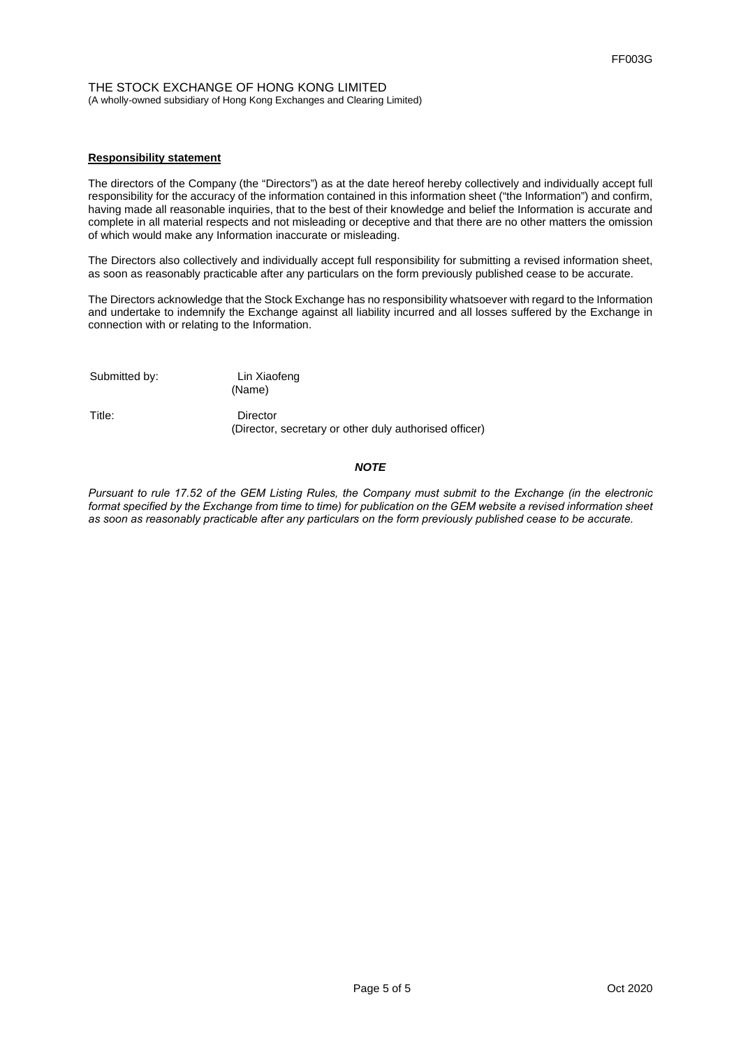FF003G

THE STOCK EXCHANGE OF HONG KONG LIMITED
(A wholly-owned subsidiary of Hong Kong Exchanges and Clearing Limited)

**Responsibility statement**

The directors of the Company (the "Directors") as at the date hereof hereby collectively and individually accept full responsibility for the accuracy of the information contained in this information sheet ("the Information") and confirm, having made all reasonable inquiries, that to the best of their knowledge and belief the Information is accurate and complete in all material respects and not misleading or deceptive and that there are no other matters the omission of which would make any Information inaccurate or misleading.

The Directors also collectively and individually accept full responsibility for submitting a revised information sheet, as soon as reasonably practicable after any particulars on the form previously published cease to be accurate.

The Directors acknowledge that the Stock Exchange has no responsibility whatsoever with regard to the Information and undertake to indemnify the Exchange against all liability incurred and all losses suffered by the Exchange in connection with or relating to the Information.

| | |
|---|---|
| Submitted by: | Lin Xiaofeng<br>(Name) |
| Title: | Director<br>(Director, secretary or other duly authorised officer) |

***NOTE***

*Pursuant to rule 17.52 of the GEM Listing Rules, the Company must submit to the Exchange (in the electronic format specified by the Exchange from time to time) for publication on the GEM website a revised information sheet as soon as reasonably practicable after any particulars on the form previously published cease to be accurate.*

Oct 2020